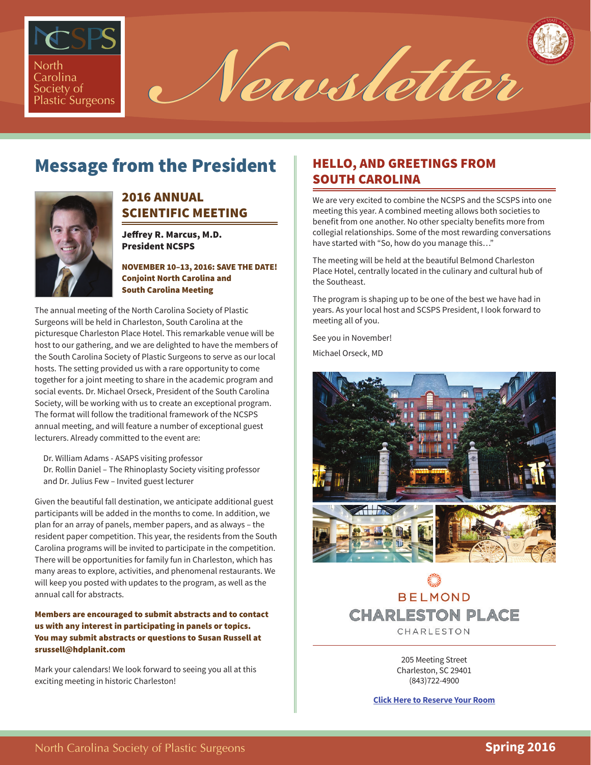# NCSPS North Carolina Society of Plastic Surgeons Newsletter

## Message from the President

### 2016 ANNUAL SCIENTIFIC MEETING

**Jeffrey R. Marcus, M.D.**
**President NCSPS**

**NOVEMBER 10–13, 2016: SAVE THE DATE!**
**Conjoint North Carolina and South Carolina Meeting**

The annual meeting of the North Carolina Society of Plastic Surgeons will be held in Charleston, South Carolina at the picturesque Charleston Place Hotel. This remarkable venue will be host to our gathering, and we are delighted to have the members of the South Carolina Society of Plastic Surgeons to serve as our local hosts. The setting provided us with a rare opportunity to come together for a joint meeting to share in the academic program and social events. Dr. Michael Orseck, President of the South Carolina Society, will be working with us to create an exceptional program. The format will follow the traditional framework of the NCSPS annual meeting, and will feature a number of exceptional guest lecturers. Already committed to the event are:

Dr. William Adams - ASAPS visiting professor
Dr. Rollin Daniel – The Rhinoplasty Society visiting professor
and Dr. Julius Few – Invited guest lecturer

Given the beautiful fall destination, we anticipate additional guest participants will be added in the months to come. In addition, we plan for an array of panels, member papers, and as always – the resident paper competition. This year, the residents from the South Carolina programs will be invited to participate in the competition. There will be opportunities for family fun in Charleston, which has many areas to explore, activities, and phenomenal restaurants. We will keep you posted with updates to the program, as well as the annual call for abstracts.

**Members are encouraged to submit abstracts and to contact us with any interest in participating in panels or topics. You may submit abstracts or questions to Susan Russell at srussell@hdplanit.com**

Mark your calendars! We look forward to seeing you all at this exciting meeting in historic Charleston!

## HELLO, AND GREETINGS FROM SOUTH CAROLINA

We are very excited to combine the NCSPS and the SCSPS into one meeting this year. A combined meeting allows both societies to benefit from one another. No other specialty benefits more from collegial relationships. Some of the most rewarding conversations have started with "So, how do you manage this…"

The meeting will be held at the beautiful Belmond Charleston Place Hotel, centrally located in the culinary and cultural hub of the Southeast.

The program is shaping up to be one of the best we have had in years. As your local host and SCSPS President, I look forward to meeting all of you.

See you in November!

Michael Orseck, MD

BELMOND
CHARLESTON PLACE
CHARLESTON

205 Meeting Street
Charleston, SC 29401
(843)722-4900

**Click Here to Reserve Your Room**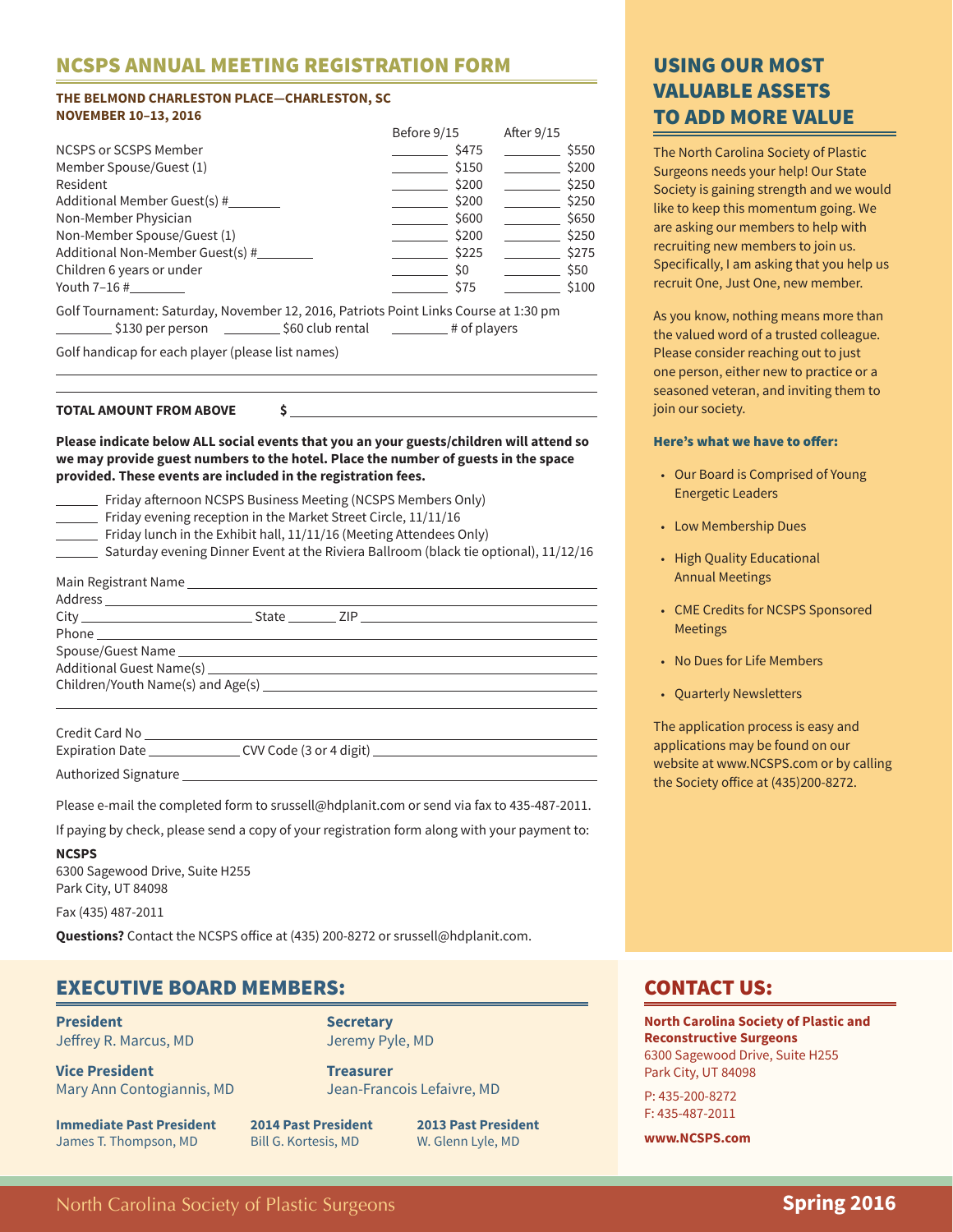## NCSPS ANNUAL MEETING REGISTRATION FORM

**THE BELMOND CHARLESTON PLACE—CHARLESTON, SC**
**NOVEMBER 10–13, 2016**

| | Before 9/15 | After 9/15 |
|---|---|---|
| NCSPS or SCSPS Member | ________ $475 | ________ $550 |
| Member Spouse/Guest (1) | ________ $150 | ________ $200 |
| Resident | ________ $200 | ________ $250 |
| Additional Member Guest(s) #________ | ________ $200 | ________ $250 |
| Non-Member Physician | ________ $600 | ________ $650 |
| Non-Member Spouse/Guest (1) | ________ $200 | ________ $250 |
| Additional Non-Member Guest(s) #________ | ________ $225 | ________ $275 |
| Children 6 years or under | ________ $0 | ________ $50 |
| Youth 7–16 #________ | ________ $75 | ________ $100 |

Golf Tournament: Saturday, November 12, 2016, Patriots Point Links Course at 1:30 pm
________ $130 per person ________ $60 club rental ________ # of players

Golf handicap for each player (please list names)

______________________________________________

______________________________________________

**TOTAL AMOUNT FROM ABOVE $** ______________________

**Please indicate below ALL social events that you an your guests/children will attend so we may provide guest numbers to the hotel. Place the number of guests in the space provided. These events are included in the registration fees.**

______ Friday afternoon NCSPS Business Meeting (NCSPS Members Only)
______ Friday evening reception in the Market Street Circle, 11/11/16
______ Friday lunch in the Exhibit hall, 11/11/16 (Meeting Attendees Only)
______ Saturday evening Dinner Event at the Riviera Ballroom (black tie optional), 11/12/16

Main Registrant Name ______________________
Address ______________________
City ______________ State ______ ZIP ______________
Phone ______________________
Spouse/Guest Name ______________________
Additional Guest Name(s) ______________________
Children/Youth Name(s) and Age(s) ______________________

______________________________________________

Credit Card No ______________________
Expiration Date ____________ CVV Code (3 or 4 digit) ______________
Authorized Signature ______________________

Please e-mail the completed form to srussell@hdplanit.com or send via fax to 435-487-2011.

If paying by check, please send a copy of your registration form along with your payment to:

**NCSPS**
6300 Sagewood Drive, Suite H255
Park City, UT 84098

Fax (435) 487-2011

**Questions?** Contact the NCSPS office at (435) 200-8272 or srussell@hdplanit.com.

## USING OUR MOST VALUABLE ASSETS TO ADD MORE VALUE

The North Carolina Society of Plastic Surgeons needs your help! Our State Society is gaining strength and we would like to keep this momentum going. We are asking our members to help with recruiting new members to join us. Specifically, I am asking that you help us recruit One, Just One, new member.

As you know, nothing means more than the valued word of a trusted colleague. Please consider reaching out to just one person, either new to practice or a seasoned veteran, and inviting them to join our society.

### Here's what we have to offer:

- Our Board is Comprised of Young Energetic Leaders
- Low Membership Dues
- High Quality Educational Annual Meetings
- CME Credits for NCSPS Sponsored Meetings
- No Dues for Life Members
- Quarterly Newsletters

The application process is easy and applications may be found on our website at www.NCSPS.com or by calling the Society office at (435)200-8272.

## EXECUTIVE BOARD MEMBERS:

**President**
Jeffrey R. Marcus, MD

**Vice President**
Mary Ann Contogiannis, MD

**Secretary**
Jeremy Pyle, MD

**Treasurer**
Jean-Francois Lefaivre, MD

**Immediate Past President**
James T. Thompson, MD

**2014 Past President**
Bill G. Kortesis, MD

**2013 Past President**
W. Glenn Lyle, MD

## CONTACT US:

**North Carolina Society of Plastic and Reconstructive Surgeons**
6300 Sagewood Drive, Suite H255
Park City, UT 84098

P: 435-200-8272
F: 435-487-2011

**www.NCSPS.com**